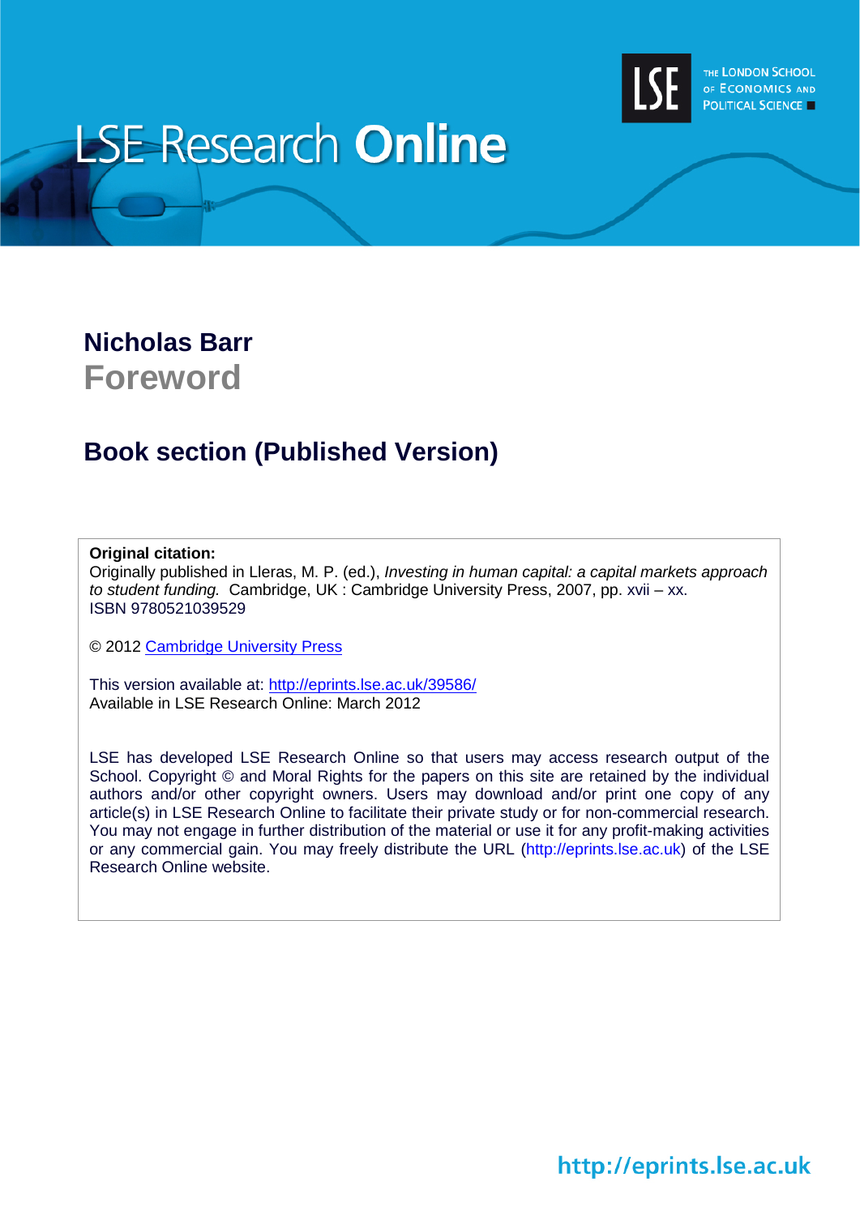# LSE Research Online

THE LONDON SCHOOL OF ECONOMICS AND POLITICAL SCIENCE

## Nicholas Barr
## Foreword

## Book section (Published Version)

**Original citation:**
Originally published in Lleras, M. P. (ed.), *Investing in human capital: a capital markets approach to student funding.* Cambridge, UK : Cambridge University Press, 2007, pp. xvii – xx. ISBN 9780521039529

© 2012 Cambridge University Press

This version available at: http://eprints.lse.ac.uk/39586/
Available in LSE Research Online: March 2012

LSE has developed LSE Research Online so that users may access research output of the School. Copyright © and Moral Rights for the papers on this site are retained by the individual authors and/or other copyright owners. Users may download and/or print one copy of any article(s) in LSE Research Online to facilitate their private study or for non-commercial research. You may not engage in further distribution of the material or use it for any profit-making activities or any commercial gain. You may freely distribute the URL (http://eprints.lse.ac.uk) of the LSE Research Online website.

http://eprints.lse.ac.uk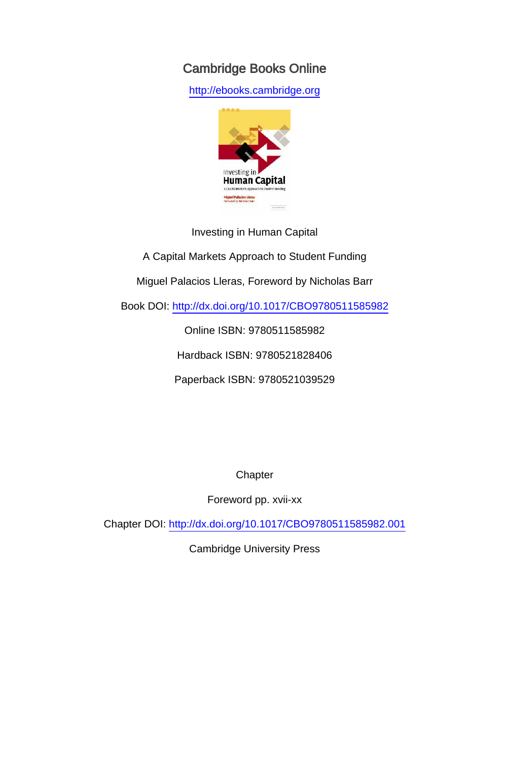Cambridge Books Online

http://ebooks.cambridge.org

Investing in Human Capital

A Capital Markets Approach to Student Funding

Miguel Palacios Lleras, Foreword by Nicholas Barr

Book DOI: http://dx.doi.org/10.1017/CBO9780511585982

Online ISBN: 9780511585982

Hardback ISBN: 9780521828406

Paperback ISBN: 9780521039529

Chapter

Foreword pp. xvii-xx

Chapter DOI: http://dx.doi.org/10.1017/CBO9780511585982.001

Cambridge University Press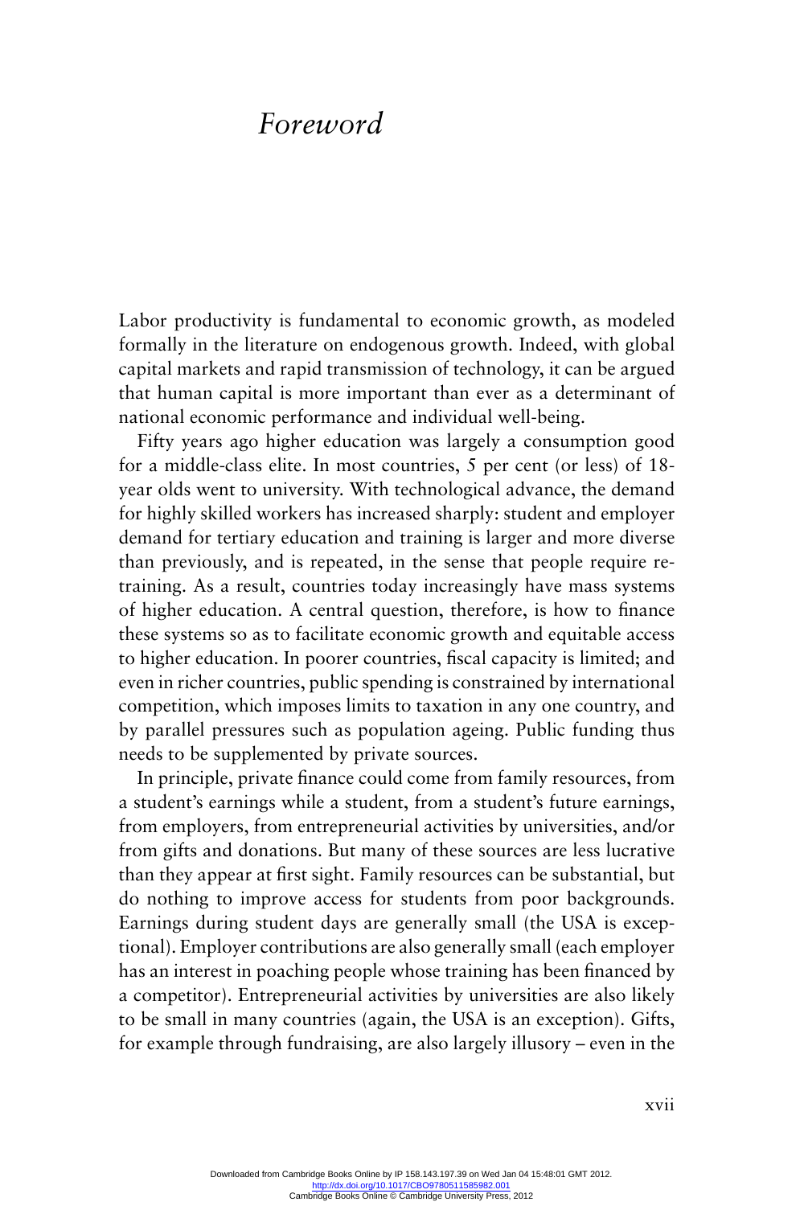# *Foreword*

Labor productivity is fundamental to economic growth, as modeled formally in the literature on endogenous growth. Indeed, with global capital markets and rapid transmission of technology, it can be argued that human capital is more important than ever as a determinant of national economic performance and individual well-being.

Fifty years ago higher education was largely a consumption good for a middle-class elite. In most countries, 5 per cent (or less) of 18-year olds went to university. With technological advance, the demand for highly skilled workers has increased sharply: student and employer demand for tertiary education and training is larger and more diverse than previously, and is repeated, in the sense that people require re-training. As a result, countries today increasingly have mass systems of higher education. A central question, therefore, is how to finance these systems so as to facilitate economic growth and equitable access to higher education. In poorer countries, fiscal capacity is limited; and even in richer countries, public spending is constrained by international competition, which imposes limits to taxation in any one country, and by parallel pressures such as population ageing. Public funding thus needs to be supplemented by private sources.

In principle, private finance could come from family resources, from a student's earnings while a student, from a student's future earnings, from employers, from entrepreneurial activities by universities, and/or from gifts and donations. But many of these sources are less lucrative than they appear at first sight. Family resources can be substantial, but do nothing to improve access for students from poor backgrounds. Earnings during student days are generally small (the USA is exceptional). Employer contributions are also generally small (each employer has an interest in poaching people whose training has been financed by a competitor). Entrepreneurial activities by universities are also likely to be small in many countries (again, the USA is an exception). Gifts, for example through fundraising, are also largely illusory – even in the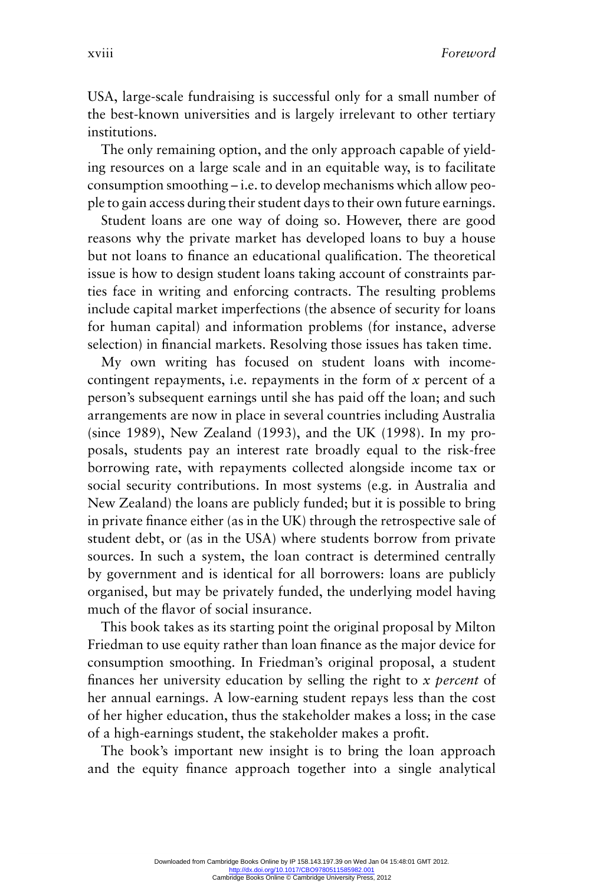USA, large-scale fundraising is successful only for a small number of the best-known universities and is largely irrelevant to other tertiary institutions.

The only remaining option, and the only approach capable of yielding resources on a large scale and in an equitable way, is to facilitate consumption smoothing – i.e. to develop mechanisms which allow people to gain access during their student days to their own future earnings.

Student loans are one way of doing so. However, there are good reasons why the private market has developed loans to buy a house but not loans to finance an educational qualification. The theoretical issue is how to design student loans taking account of constraints parties face in writing and enforcing contracts. The resulting problems include capital market imperfections (the absence of security for loans for human capital) and information problems (for instance, adverse selection) in financial markets. Resolving those issues has taken time.

My own writing has focused on student loans with income-contingent repayments, i.e. repayments in the form of $x$ percent of a person's subsequent earnings until she has paid off the loan; and such arrangements are now in place in several countries including Australia (since 1989), New Zealand (1993), and the UK (1998). In my proposals, students pay an interest rate broadly equal to the risk-free borrowing rate, with repayments collected alongside income tax or social security contributions. In most systems (e.g. in Australia and New Zealand) the loans are publicly funded; but it is possible to bring in private finance either (as in the UK) through the retrospective sale of student debt, or (as in the USA) where students borrow from private sources. In such a system, the loan contract is determined centrally by government and is identical for all borrowers: loans are publicly organised, but may be privately funded, the underlying model having much of the flavor of social insurance.

This book takes as its starting point the original proposal by Milton Friedman to use equity rather than loan finance as the major device for consumption smoothing. In Friedman's original proposal, a student finances her university education by selling the right to *x percent* of her annual earnings. A low-earning student repays less than the cost of her higher education, thus the stakeholder makes a loss; in the case of a high-earnings student, the stakeholder makes a profit.

The book's important new insight is to bring the loan approach and the equity finance approach together into a single analytical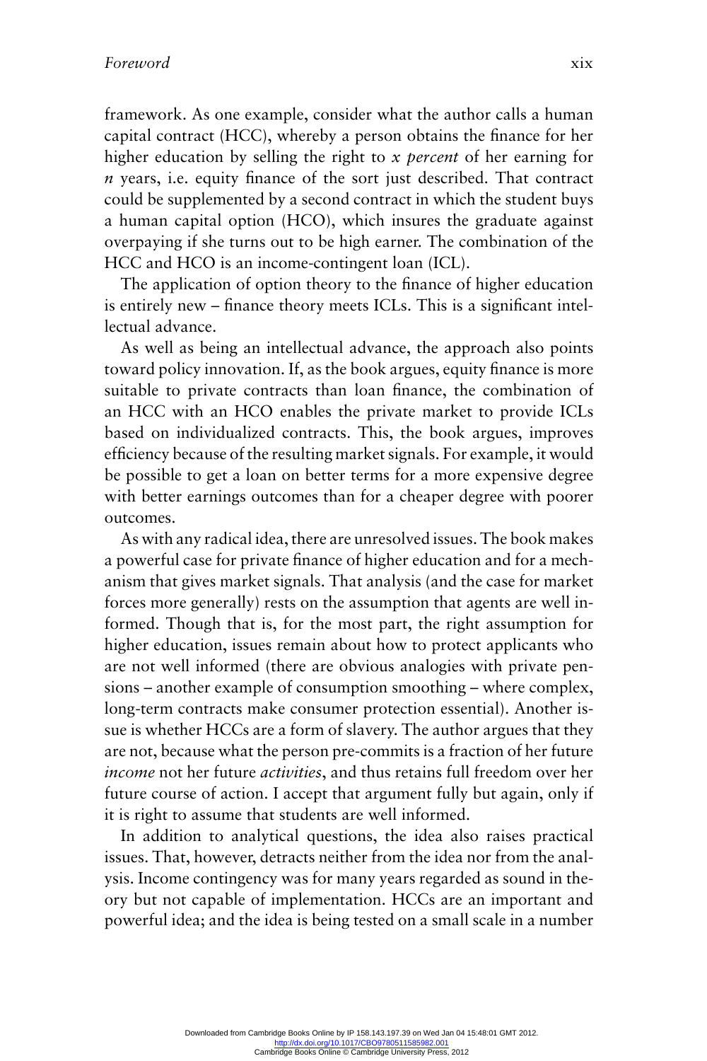framework. As one example, consider what the author calls a human capital contract (HCC), whereby a person obtains the finance for her higher education by selling the right to *x percent* of her earning for *n* years, i.e. equity finance of the sort just described. That contract could be supplemented by a second contract in which the student buys a human capital option (HCO), which insures the graduate against overpaying if she turns out to be high earner. The combination of the HCC and HCO is an income-contingent loan (ICL).

The application of option theory to the finance of higher education is entirely new – finance theory meets ICLs. This is a significant intellectual advance.

As well as being an intellectual advance, the approach also points toward policy innovation. If, as the book argues, equity finance is more suitable to private contracts than loan finance, the combination of an HCC with an HCO enables the private market to provide ICLs based on individualized contracts. This, the book argues, improves efficiency because of the resulting market signals. For example, it would be possible to get a loan on better terms for a more expensive degree with better earnings outcomes than for a cheaper degree with poorer outcomes.

As with any radical idea, there are unresolved issues. The book makes a powerful case for private finance of higher education and for a mechanism that gives market signals. That analysis (and the case for market forces more generally) rests on the assumption that agents are well informed. Though that is, for the most part, the right assumption for higher education, issues remain about how to protect applicants who are not well informed (there are obvious analogies with private pensions – another example of consumption smoothing – where complex, long-term contracts make consumer protection essential). Another issue is whether HCCs are a form of slavery. The author argues that they are not, because what the person pre-commits is a fraction of her future *income* not her future *activities*, and thus retains full freedom over her future course of action. I accept that argument fully but again, only if it is right to assume that students are well informed.

In addition to analytical questions, the idea also raises practical issues. That, however, detracts neither from the idea nor from the analysis. Income contingency was for many years regarded as sound in theory but not capable of implementation. HCCs are an important and powerful idea; and the idea is being tested on a small scale in a number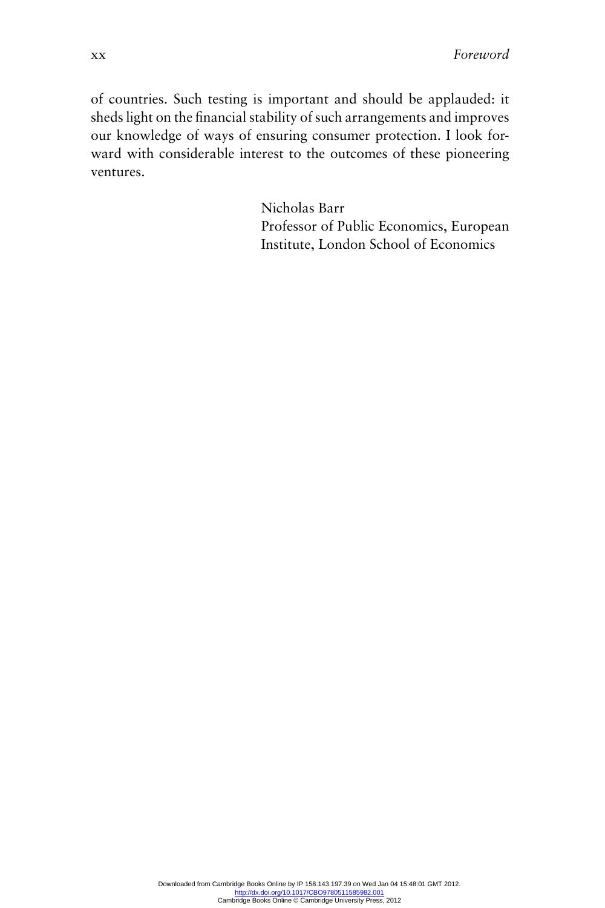of countries. Such testing is important and should be applauded: it sheds light on the financial stability of such arrangements and improves our knowledge of ways of ensuring consumer protection. I look forward with considerable interest to the outcomes of these pioneering ventures.

Nicholas Barr
Professor of Public Economics, European Institute, London School of Economics